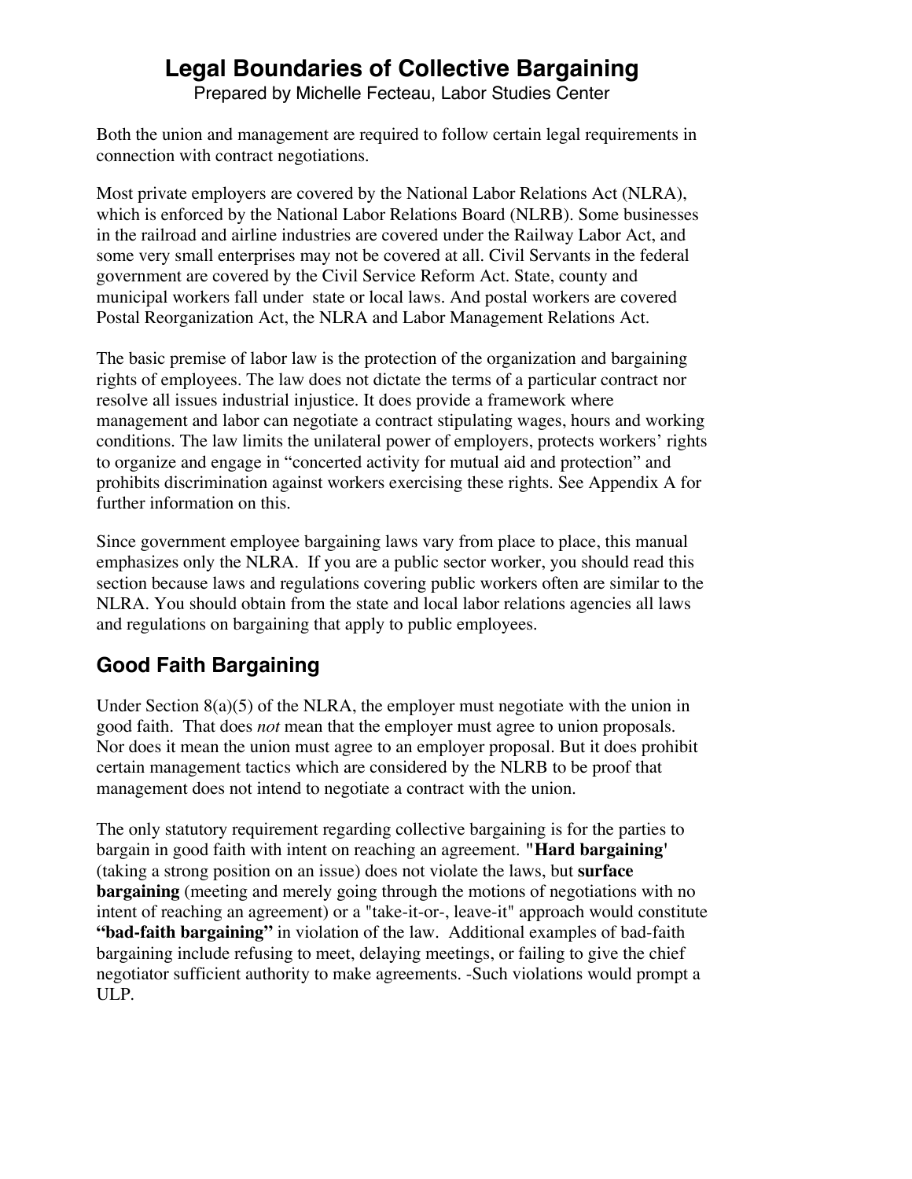# Legal Boundaries of Collective Bargaining

Prepared by Michelle Fecteau, Labor Studies Center

Both the union and management are required to follow certain legal requirements in connection with contract negotiations.

Most private employers are covered by the National Labor Relations Act (NLRA), which is enforced by the National Labor Relations Board (NLRB). Some businesses in the railroad and airline industries are covered under the Railway Labor Act, and some very small enterprises may not be covered at all. Civil Servants in the federal government are covered by the Civil Service Reform Act. State, county and municipal workers fall under state or local laws. And postal workers are covered Postal Reorganization Act, the NLRA and Labor Management Relations Act.

The basic premise of labor law is the protection of the organization and bargaining rights of employees. The law does not dictate the terms of a particular contract nor resolve all issues industrial injustice. It does provide a framework where management and labor can negotiate a contract stipulating wages, hours and working conditions. The law limits the unilateral power of employers, protects workers' rights to organize and engage in "concerted activity for mutual aid and protection" and prohibits discrimination against workers exercising these rights. See Appendix A for further information on this.

Since government employee bargaining laws vary from place to place, this manual emphasizes only the NLRA. If you are a public sector worker, you should read this section because laws and regulations covering public workers often are similar to the NLRA. You should obtain from the state and local labor relations agencies all laws and regulations on bargaining that apply to public employees.

## Good Faith Bargaining

Under Section 8(a)(5) of the NLRA, the employer must negotiate with the union in good faith. That does *not* mean that the employer must agree to union proposals. Nor does it mean the union must agree to an employer proposal. But it does prohibit certain management tactics which are considered by the NLRB to be proof that management does not intend to negotiate a contract with the union.

The only statutory requirement regarding collective bargaining is for the parties to bargain in good faith with intent on reaching an agreement. "**Hard bargaining**' (taking a strong position on an issue) does not violate the laws, but **surface bargaining** (meeting and merely going through the motions of negotiations with no intent of reaching an agreement) or a "take-it-or-, leave-it" approach would constitute **"bad-faith bargaining"** in violation of the law. Additional examples of bad-faith bargaining include refusing to meet, delaying meetings, or failing to give the chief negotiator sufficient authority to make agreements. -Such violations would prompt a ULP.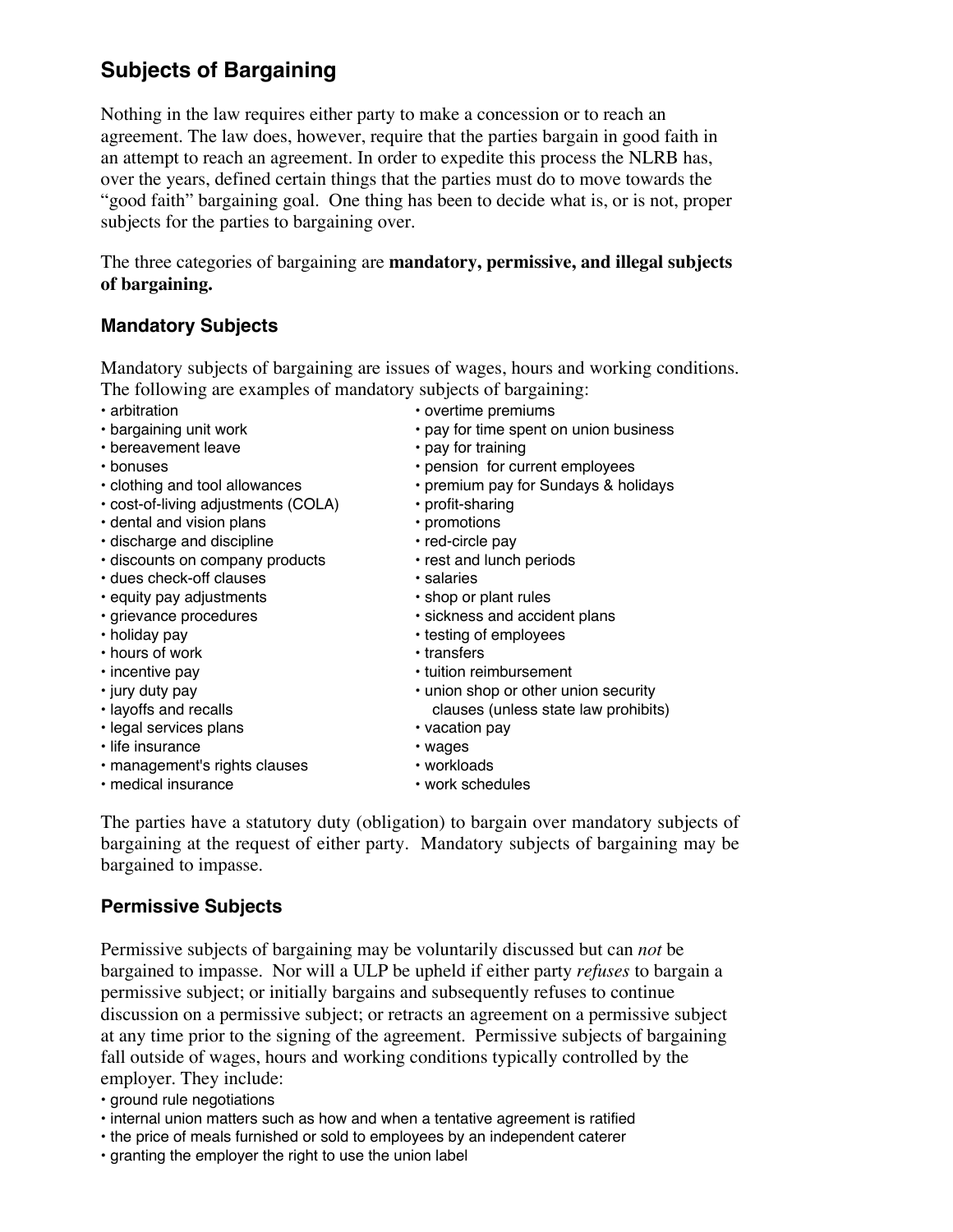## Subjects of Bargaining

Nothing in the law requires either party to make a concession or to reach an agreement. The law does, however, require that the parties bargain in good faith in an attempt to reach an agreement. In order to expedite this process the NLRB has, over the years, defined certain things that the parties must do to move towards the "good faith" bargaining goal. One thing has been to decide what is, or is not, proper subjects for the parties to bargaining over.

The three categories of bargaining are **mandatory, permissive, and illegal subjects of bargaining.**

### Mandatory Subjects

Mandatory subjects of bargaining are issues of wages, hours and working conditions. The following are examples of mandatory subjects of bargaining:

- arbitration
- bargaining unit work
- bereavement leave
- bonuses
- clothing and tool allowances
- cost-of-living adjustments (COLA)
- dental and vision plans
- discharge and discipline
- discounts on company products
- dues check-off clauses
- equity pay adjustments
- grievance procedures
- holiday pay
- hours of work
- incentive pay
- jury duty pay
- layoffs and recalls
- legal services plans
- life insurance
- management's rights clauses
- medical insurance
- overtime premiums
- pay for time spent on union business
- pay for training
- pension for current employees
- premium pay for Sundays & holidays
- profit-sharing
- promotions
- red-circle pay
- rest and lunch periods
- salaries
- shop or plant rules
- sickness and accident plans
- testing of employees
- transfers
- tuition reimbursement
- union shop or other union security clauses (unless state law prohibits)
- vacation pay
- wages
- workloads
- work schedules

The parties have a statutory duty (obligation) to bargain over mandatory subjects of bargaining at the request of either party. Mandatory subjects of bargaining may be bargained to impasse.

### Permissive Subjects

Permissive subjects of bargaining may be voluntarily discussed but can *not* be bargained to impasse. Nor will a ULP be upheld if either party *refuses* to bargain a permissive subject; or initially bargains and subsequently refuses to continue discussion on a permissive subject; or retracts an agreement on a permissive subject at any time prior to the signing of the agreement. Permissive subjects of bargaining fall outside of wages, hours and working conditions typically controlled by the employer. They include:

- ground rule negotiations
- internal union matters such as how and when a tentative agreement is ratified
- the price of meals furnished or sold to employees by an independent caterer
- granting the employer the right to use the union label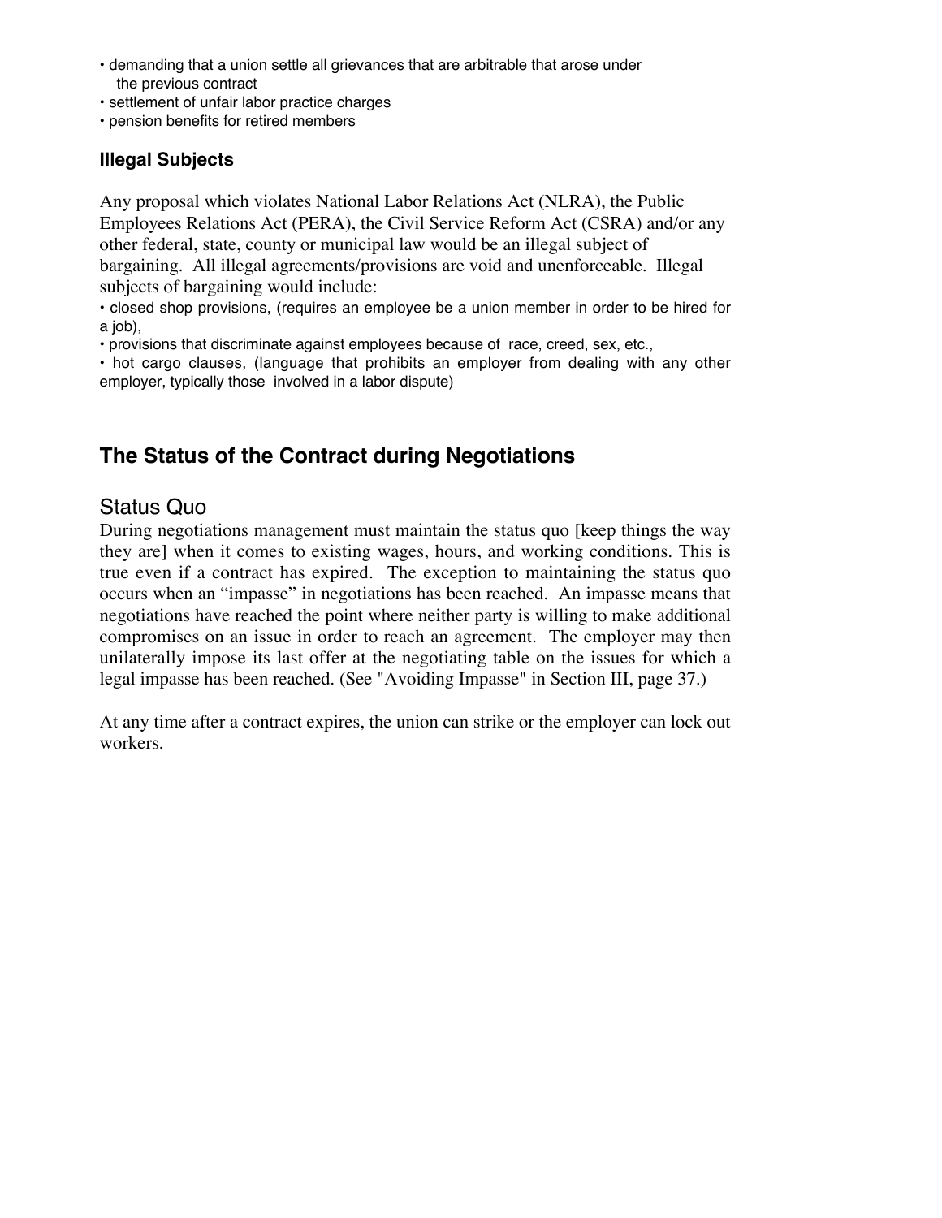- demanding that a union settle all grievances that are arbitrable that arose under the previous contract
- settlement of unfair labor practice charges
- pension benefits for retired members

### Illegal Subjects

Any proposal which violates National Labor Relations Act (NLRA), the Public Employees Relations Act (PERA), the Civil Service Reform Act (CSRA) and/or any other federal, state, county or municipal law would be an illegal subject of bargaining. All illegal agreements/provisions are void and unenforceable. Illegal subjects of bargaining would include:

- closed shop provisions, (requires an employee be a union member in order to be hired for a job),
- provisions that discriminate against employees because of race, creed, sex, etc.,
- hot cargo clauses, (language that prohibits an employer from dealing with any other employer, typically those involved in a labor dispute)

## The Status of the Contract during Negotiations

### Status Quo

During negotiations management must maintain the status quo [keep things the way they are] when it comes to existing wages, hours, and working conditions. This is true even if a contract has expired. The exception to maintaining the status quo occurs when an "impasse" in negotiations has been reached. An impasse means that negotiations have reached the point where neither party is willing to make additional compromises on an issue in order to reach an agreement. The employer may then unilaterally impose its last offer at the negotiating table on the issues for which a legal impasse has been reached. (See "Avoiding Impasse" in Section III, page 37.)

At any time after a contract expires, the union can strike or the employer can lock out workers.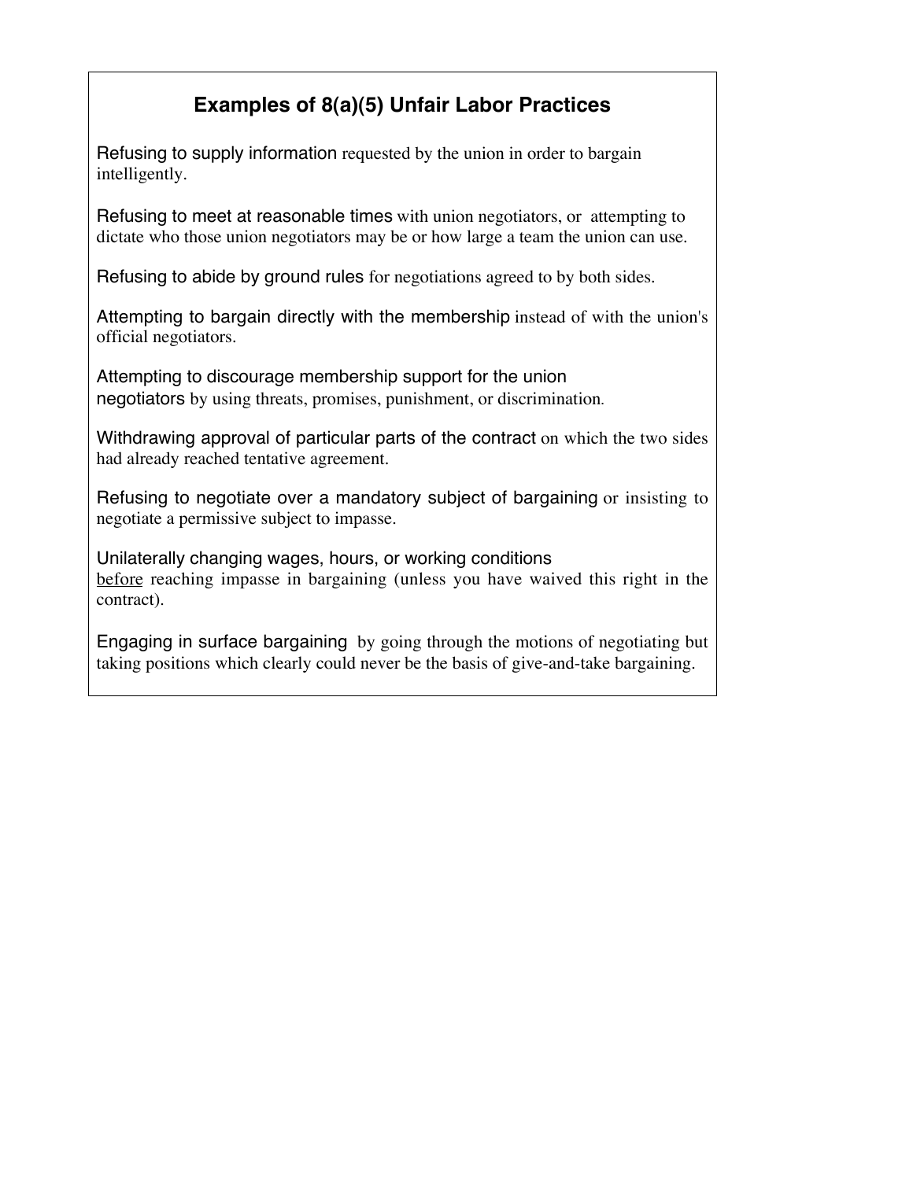## Examples of 8(a)(5) Unfair Labor Practices

Refusing to supply information requested by the union in order to bargain intelligently.

Refusing to meet at reasonable times with union negotiators, or attempting to dictate who those union negotiators may be or how large a team the union can use.

Refusing to abide by ground rules for negotiations agreed to by both sides.

Attempting to bargain directly with the membership instead of with the union's official negotiators.

Attempting to discourage membership support for the union negotiators by using threats, promises, punishment, or discrimination.

Withdrawing approval of particular parts of the contract on which the two sides had already reached tentative agreement.

Refusing to negotiate over a mandatory subject of bargaining or insisting to negotiate a permissive subject to impasse.

Unilaterally changing wages, hours, or working conditions before reaching impasse in bargaining (unless you have waived this right in the contract).

Engaging in surface bargaining by going through the motions of negotiating but taking positions which clearly could never be the basis of give-and-take bargaining.